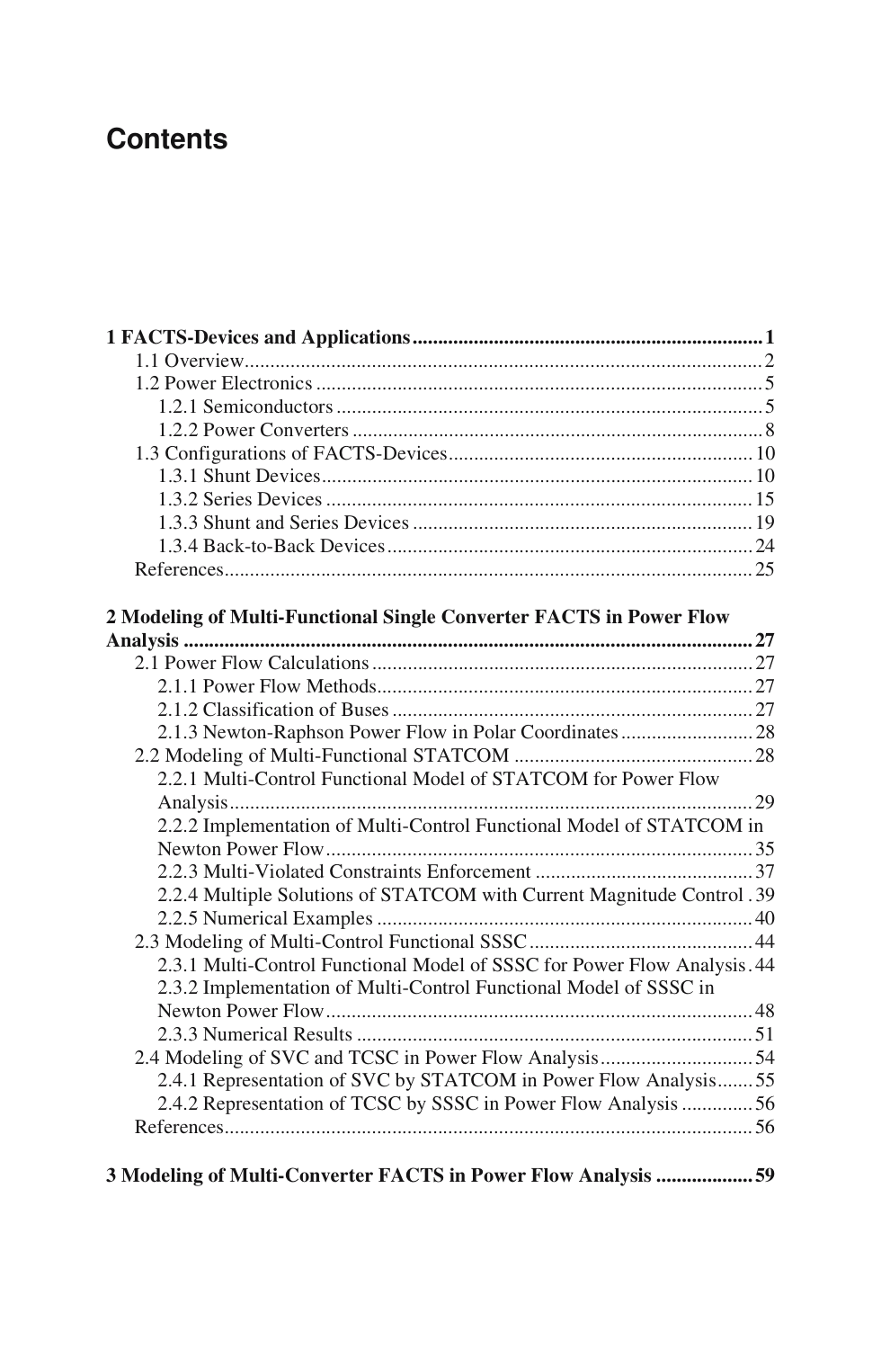# Contents

**1 FACTS-Devices and Applications .................................................................... 1**

1.1 Overview ..................................................................................................... 2

1.2 Power Electronics ....................................................................................... 5

1.2.1 Semiconductors ................................................................................... 5

1.2.2 Power Converters ................................................................................ 8

1.3 Configurations of FACTS-Devices ............................................................ 10

1.3.1 Shunt Devices .................................................................................... 10

1.3.2 Series Devices .................................................................................... 15

1.3.3 Shunt and Series Devices ................................................................... 19

1.3.4 Back-to-Back Devices ........................................................................ 24

References ........................................................................................................ 25

**2 Modeling of Multi-Functional Single Converter FACTS in Power Flow Analysis ............................................................................................................ 27**

2.1 Power Flow Calculations ........................................................................... 27

2.1.1 Power Flow Methods .......................................................................... 27

2.1.2 Classification of Buses ....................................................................... 27

2.1.3 Newton-Raphson Power Flow in Polar Coordinates .......................... 28

2.2 Modeling of Multi-Functional STATCOM ............................................... 28

2.2.1 Multi-Control Functional Model of STATCOM for Power Flow Analysis ....................................................................................................... 29

2.2.2 Implementation of Multi-Control Functional Model of STATCOM in Newton Power Flow .................................................................................... 35

2.2.3 Multi-Violated Constraints Enforcement ........................................... 37

2.2.4 Multiple Solutions of STATCOM with Current Magnitude Control . 39

2.2.5 Numerical Examples .......................................................................... 40

2.3 Modeling of Multi-Control Functional SSSC ............................................ 44

2.3.1 Multi-Control Functional Model of SSSC for Power Flow Analysis . 44

2.3.2 Implementation of Multi-Control Functional Model of SSSC in Newton Power Flow .................................................................................... 48

2.3.3 Numerical Results .............................................................................. 51

2.4 Modeling of SVC and TCSC in Power Flow Analysis .............................. 54

2.4.1 Representation of SVC by STATCOM in Power Flow Analysis ....... 55

2.4.2 Representation of TCSC by SSSC in Power Flow Analysis .............. 56

References ........................................................................................................ 56

**3 Modeling of Multi-Converter FACTS in Power Flow Analysis ................... 59**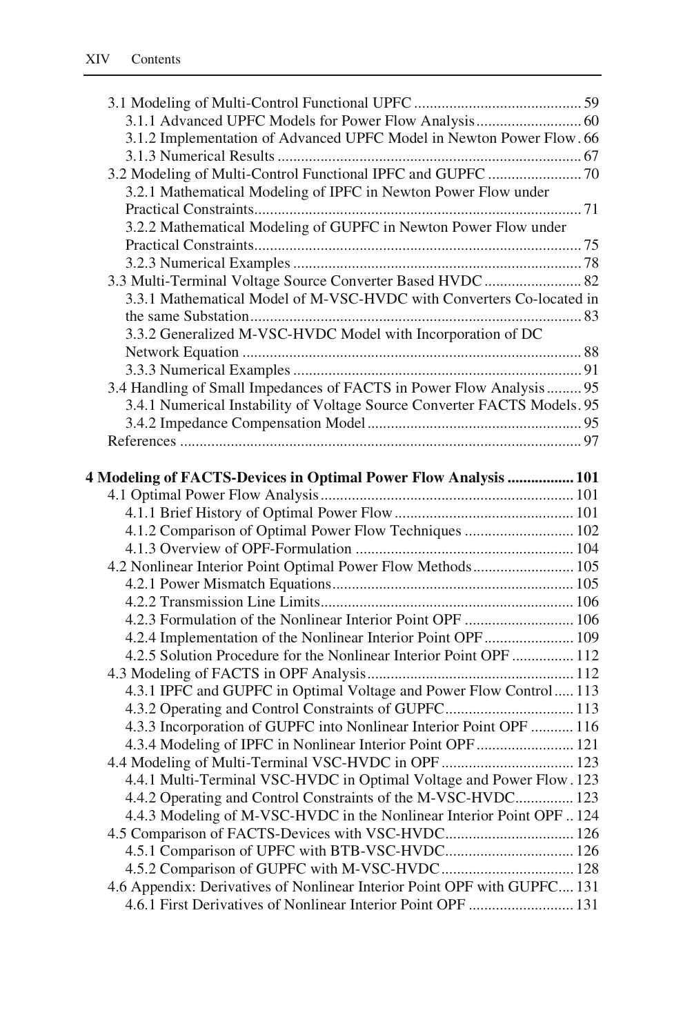3.1 Modeling of Multi-Control Functional UPFC ........................................... 59
3.1.1 Advanced UPFC Models for Power Flow Analysis ........................... 60
3.1.2 Implementation of Advanced UPFC Model in Newton Power Flow . 66
3.1.3 Numerical Results ............................................................................. 67
3.2 Modeling of Multi-Control Functional IPFC and GUPFC ........................ 70
3.2.1 Mathematical Modeling of IPFC in Newton Power Flow under Practical Constraints .................................................................................... 71
3.2.2 Mathematical Modeling of GUPFC in Newton Power Flow under Practical Constraints .................................................................................... 75
3.2.3 Numerical Examples .......................................................................... 78
3.3 Multi-Terminal Voltage Source Converter Based HVDC ......................... 82
3.3.1 Mathematical Model of M-VSC-HVDC with Converters Co-located in the same Substation ..................................................................................... 83
3.3.2 Generalized M-VSC-HVDC Model with Incorporation of DC Network Equation ....................................................................................... 88
3.3.3 Numerical Examples .......................................................................... 91
3.4 Handling of Small Impedances of FACTS in Power Flow Analysis ......... 95
3.4.1 Numerical Instability of Voltage Source Converter FACTS Models. 95
3.4.2 Impedance Compensation Model ....................................................... 95
References ....................................................................................................... 97

**4 Modeling of FACTS-Devices in Optimal Power Flow Analysis ................. 101**
4.1 Optimal Power Flow Analysis ................................................................. 101
4.1.1 Brief History of Optimal Power Flow .............................................. 101
4.1.2 Comparison of Optimal Power Flow Techniques ............................ 102
4.1.3 Overview of OPF-Formulation ........................................................ 104
4.2 Nonlinear Interior Point Optimal Power Flow Methods .......................... 105
4.2.1 Power Mismatch Equations .............................................................. 105
4.2.2 Transmission Line Limits ................................................................. 106
4.2.3 Formulation of the Nonlinear Interior Point OPF ............................ 106
4.2.4 Implementation of the Nonlinear Interior Point OPF ....................... 109
4.2.5 Solution Procedure for the Nonlinear Interior Point OPF ................ 112
4.3 Modeling of FACTS in OPF Analysis ..................................................... 112
4.3.1 IPFC and GUPFC in Optimal Voltage and Power Flow Control ..... 113
4.3.2 Operating and Control Constraints of GUPFC ................................. 113
4.3.3 Incorporation of GUPFC into Nonlinear Interior Point OPF ........... 116
4.3.4 Modeling of IPFC in Nonlinear Interior Point OPF ......................... 121
4.4 Modeling of Multi-Terminal VSC-HVDC in OPF .................................. 123
4.4.1 Multi-Terminal VSC-HVDC in Optimal Voltage and Power Flow . 123
4.4.2 Operating and Control Constraints of the M-VSC-HVDC ............... 123
4.4.3 Modeling of M-VSC-HVDC in the Nonlinear Interior Point OPF .. 124
4.5 Comparison of FACTS-Devices with VSC-HVDC ................................. 126
4.5.1 Comparison of UPFC with BTB-VSC-HVDC ................................. 126
4.5.2 Comparison of GUPFC with M-VSC-HVDC .................................. 128
4.6 Appendix: Derivatives of Nonlinear Interior Point OPF with GUPFC .... 131
4.6.1 First Derivatives of Nonlinear Interior Point OPF ........................... 131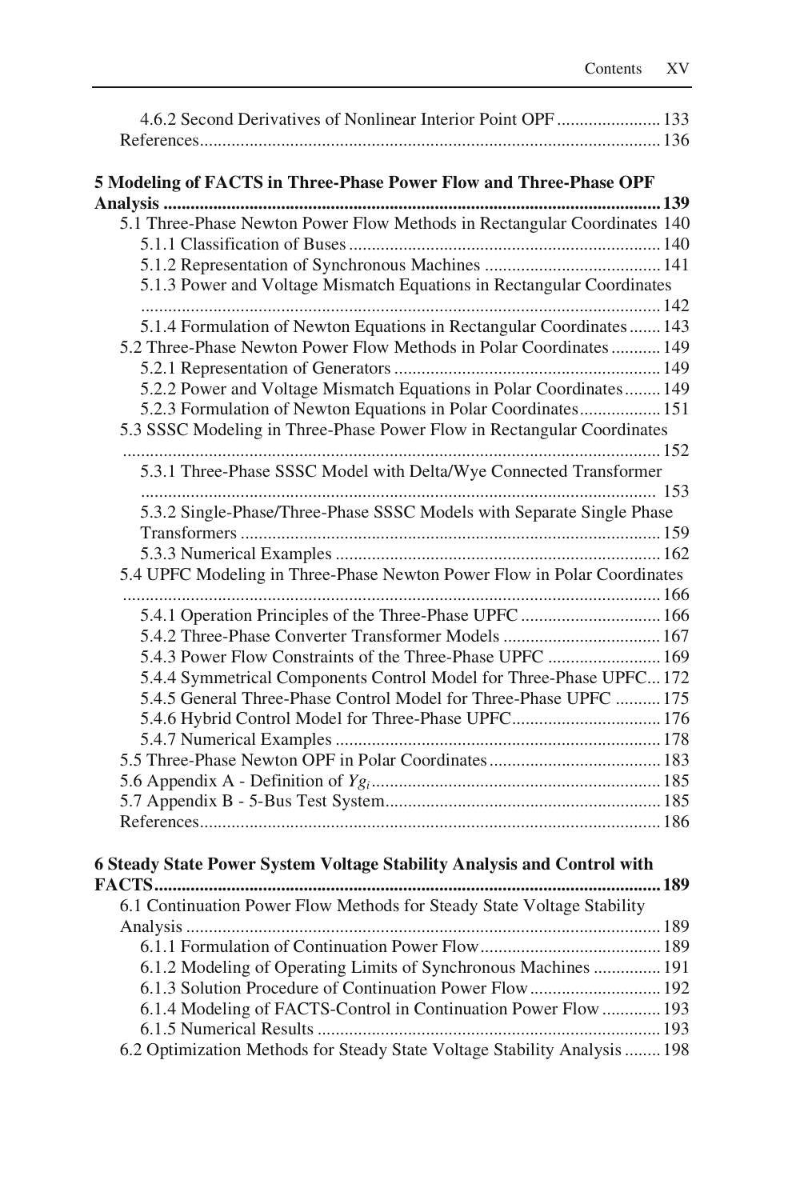4.6.2 Second Derivatives of Nonlinear Interior Point OPF ....................... 133
References ....................................................................................... 136

**5 Modeling of FACTS in Three-Phase Power Flow and Three-Phase OPF Analysis ............................................................................................................. 139**

5.1 Three-Phase Newton Power Flow Methods in Rectangular Coordinates 140
5.1.1 Classification of Buses ..................................................................... 140
5.1.2 Representation of Synchronous Machines ....................................... 141
5.1.3 Power and Voltage Mismatch Equations in Rectangular Coordinates ........................................................................................................ 142
5.1.4 Formulation of Newton Equations in Rectangular Coordinates ....... 143
5.2 Three-Phase Newton Power Flow Methods in Polar Coordinates ........... 149
5.2.1 Representation of Generators ........................................................... 149
5.2.2 Power and Voltage Mismatch Equations in Polar Coordinates ........ 149
5.2.3 Formulation of Newton Equations in Polar Coordinates .................. 151
5.3 SSSC Modeling in Three-Phase Power Flow in Rectangular Coordinates ........................................................................................................ 152
5.3.1 Three-Phase SSSC Model with Delta/Wye Connected Transformer ........................................................................................................ 153
5.3.2 Single-Phase/Three-Phase SSSC Models with Separate Single Phase Transformers ............................................................................................ 159
5.3.3 Numerical Examples ........................................................................ 162
5.4 UPFC Modeling in Three-Phase Newton Power Flow in Polar Coordinates ........................................................................................................ 166
5.4.1 Operation Principles of the Three-Phase UPFC ............................... 166
5.4.2 Three-Phase Converter Transformer Models ................................... 167
5.4.3 Power Flow Constraints of the Three-Phase UPFC ......................... 169
5.4.4 Symmetrical Components Control Model for Three-Phase UPFC ... 172
5.4.5 General Three-Phase Control Model for Three-Phase UPFC .......... 175
5.4.6 Hybrid Control Model for Three-Phase UPFC ................................. 176
5.4.7 Numerical Examples ........................................................................ 178
5.5 Three-Phase Newton OPF in Polar Coordinates ...................................... 183
5.6 Appendix A - Definition of $Yg_i$ ............................................................... 185
5.7 Appendix B - 5-Bus Test System ............................................................ 185
References ....................................................................................... 186

**6 Steady State Power System Voltage Stability Analysis and Control with FACTS ............................................................................................................... 189**

6.1 Continuation Power Flow Methods for Steady State Voltage Stability Analysis ......................................................................................................... 189
6.1.1 Formulation of Continuation Power Flow ........................................ 189
6.1.2 Modeling of Operating Limits of Synchronous Machines ............... 191
6.1.3 Solution Procedure of Continuation Power Flow ............................ 192
6.1.4 Modeling of FACTS-Control in Continuation Power Flow ............. 193
6.1.5 Numerical Results ............................................................................ 193
6.2 Optimization Methods for Steady State Voltage Stability Analysis ........ 198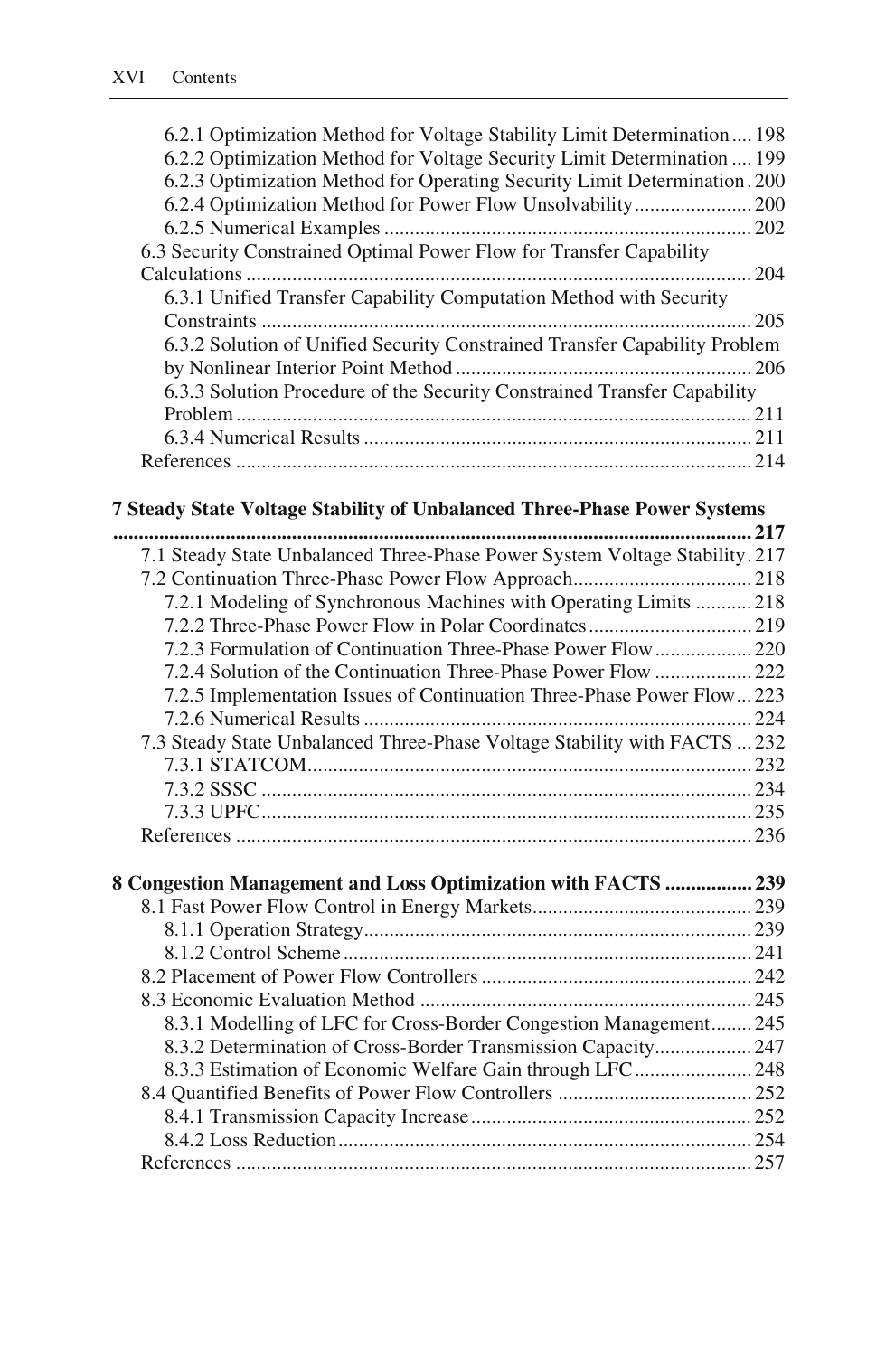6.2.1 Optimization Method for Voltage Stability Limit Determination .... 198
6.2.2 Optimization Method for Voltage Security Limit Determination .... 199
6.2.3 Optimization Method for Operating Security Limit Determination . 200
6.2.4 Optimization Method for Power Flow Unsolvability ....................... 200
6.2.5 Numerical Examples ........................................................................ 202
6.3 Security Constrained Optimal Power Flow for Transfer Capability Calculations .................................................................................................. 204
6.3.1 Unified Transfer Capability Computation Method with Security Constraints ................................................................................................ 205
6.3.2 Solution of Unified Security Constrained Transfer Capability Problem by Nonlinear Interior Point Method .......................................................... 206
6.3.3 Solution Procedure of the Security Constrained Transfer Capability Problem ..................................................................................................... 211
6.3.4 Numerical Results ............................................................................ 211
References ..................................................................................................... 214

**7 Steady State Voltage Stability of Unbalanced Three-Phase Power Systems ................................................................................................................ 217**

7.1 Steady State Unbalanced Three-Phase Power System Voltage Stability . 217
7.2 Continuation Three-Phase Power Flow Approach ................................... 218
7.2.1 Modeling of Synchronous Machines with Operating Limits ........... 218
7.2.2 Three-Phase Power Flow in Polar Coordinates ................................ 219
7.2.3 Formulation of Continuation Three-Phase Power Flow ................... 220
7.2.4 Solution of the Continuation Three-Phase Power Flow ................... 222
7.2.5 Implementation Issues of Continuation Three-Phase Power Flow ... 223
7.2.6 Numerical Results ............................................................................ 224
7.3 Steady State Unbalanced Three-Phase Voltage Stability with FACTS ... 232
7.3.1 STATCOM ....................................................................................... 232
7.3.2 SSSC ................................................................................................ 234
7.3.3 UPFC ................................................................................................ 235
References ..................................................................................................... 236

**8 Congestion Management and Loss Optimization with FACTS ................. 239**

8.1 Fast Power Flow Control in Energy Markets ........................................... 239
8.1.1 Operation Strategy ............................................................................ 239
8.1.2 Control Scheme ................................................................................ 241
8.2 Placement of Power Flow Controllers ..................................................... 242
8.3 Economic Evaluation Method ................................................................. 245
8.3.1 Modelling of LFC for Cross-Border Congestion Management ........ 245
8.3.2 Determination of Cross-Border Transmission Capacity ................... 247
8.3.3 Estimation of Economic Welfare Gain through LFC ....................... 248
8.4 Quantified Benefits of Power Flow Controllers ...................................... 252
8.4.1 Transmission Capacity Increase ....................................................... 252
8.4.2 Loss Reduction ................................................................................. 254
References ..................................................................................................... 257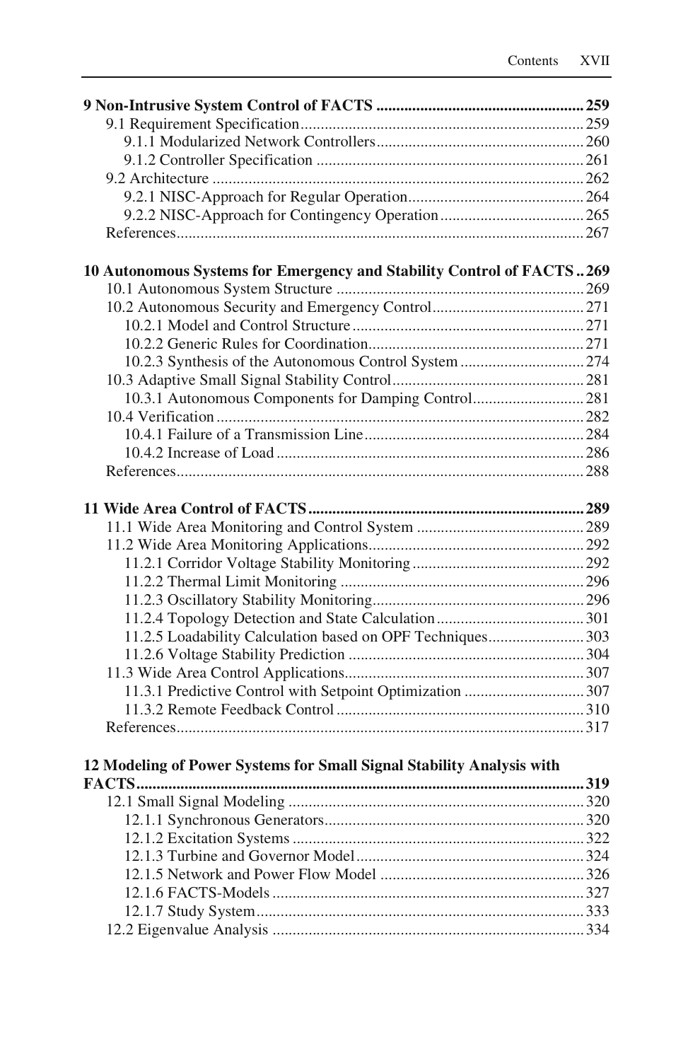**9 Non-Intrusive System Control of FACTS** ..... 259

9.1 Requirement Specification ..... 259

9.1.1 Modularized Network Controllers ..... 260

9.1.2 Controller Specification ..... 261

9.2 Architecture ..... 262

9.2.1 NISC-Approach for Regular Operation ..... 264

9.2.2 NISC-Approach for Contingency Operation ..... 265

References ..... 267

**10 Autonomous Systems for Emergency and Stability Control of FACTS** ..... 269

10.1 Autonomous System Structure ..... 269

10.2 Autonomous Security and Emergency Control ..... 271

10.2.1 Model and Control Structure ..... 271

10.2.2 Generic Rules for Coordination ..... 271

10.2.3 Synthesis of the Autonomous Control System ..... 274

10.3 Adaptive Small Signal Stability Control ..... 281

10.3.1 Autonomous Components for Damping Control ..... 281

10.4 Verification ..... 282

10.4.1 Failure of a Transmission Line ..... 284

10.4.2 Increase of Load ..... 286

References ..... 288

**11 Wide Area Control of FACTS** ..... 289

11.1 Wide Area Monitoring and Control System ..... 289

11.2 Wide Area Monitoring Applications ..... 292

11.2.1 Corridor Voltage Stability Monitoring ..... 292

11.2.2 Thermal Limit Monitoring ..... 296

11.2.3 Oscillatory Stability Monitoring ..... 296

11.2.4 Topology Detection and State Calculation ..... 301

11.2.5 Loadability Calculation based on OPF Techniques ..... 303

11.2.6 Voltage Stability Prediction ..... 304

11.3 Wide Area Control Applications ..... 307

11.3.1 Predictive Control with Setpoint Optimization ..... 307

11.3.2 Remote Feedback Control ..... 310

References ..... 317

**12 Modeling of Power Systems for Small Signal Stability Analysis with FACTS** ..... 319

12.1 Small Signal Modeling ..... 320

12.1.1 Synchronous Generators ..... 320

12.1.2 Excitation Systems ..... 322

12.1.3 Turbine and Governor Model ..... 324

12.1.5 Network and Power Flow Model ..... 326

12.1.6 FACTS-Models ..... 327

12.1.7 Study System ..... 333

12.2 Eigenvalue Analysis ..... 334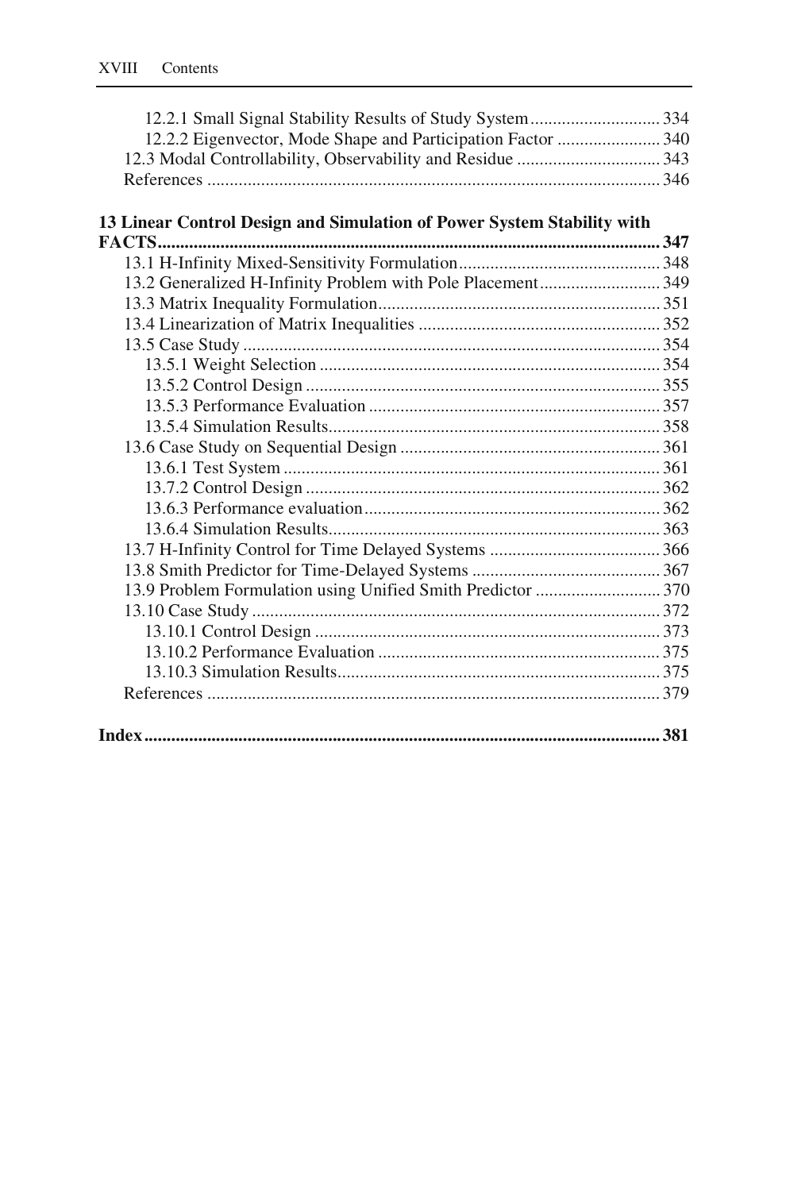12.2.1 Small Signal Stability Results of Study System ............................ 334
12.2.2 Eigenvector, Mode Shape and Participation Factor ....................... 340
12.3 Modal Controllability, Observability and Residue ................................ 343
References .................................................................................................... 346

**13 Linear Control Design and Simulation of Power System Stability with FACTS.............................................................................................................. 347**

13.1 H-Infinity Mixed-Sensitivity Formulation............................................ 348
13.2 Generalized H-Infinity Problem with Pole Placement........................... 349
13.3 Matrix Inequality Formulation............................................................... 351
13.4 Linearization of Matrix Inequalities ...................................................... 352
13.5 Case Study ............................................................................................ 354
13.5.1 Weight Selection ........................................................................... 354
13.5.2 Control Design .............................................................................. 355
13.5.3 Performance Evaluation ................................................................ 357
13.5.4 Simulation Results.......................................................................... 358
13.6 Case Study on Sequential Design .......................................................... 361
13.6.1 Test System .................................................................................... 361
13.7.2 Control Design .............................................................................. 362
13.6.3 Performance evaluation.................................................................. 362
13.6.4 Simulation Results.......................................................................... 363
13.7 H-Infinity Control for Time Delayed Systems ...................................... 366
13.8 Smith Predictor for Time-Delayed Systems .......................................... 367
13.9 Problem Formulation using Unified Smith Predictor ............................ 370
13.10 Case Study .......................................................................................... 372
13.10.1 Control Design ............................................................................ 373
13.10.2 Performance Evaluation ............................................................... 375
13.10.3 Simulation Results........................................................................ 375
References .................................................................................................... 379

**Index ................................................................................................................ 381**